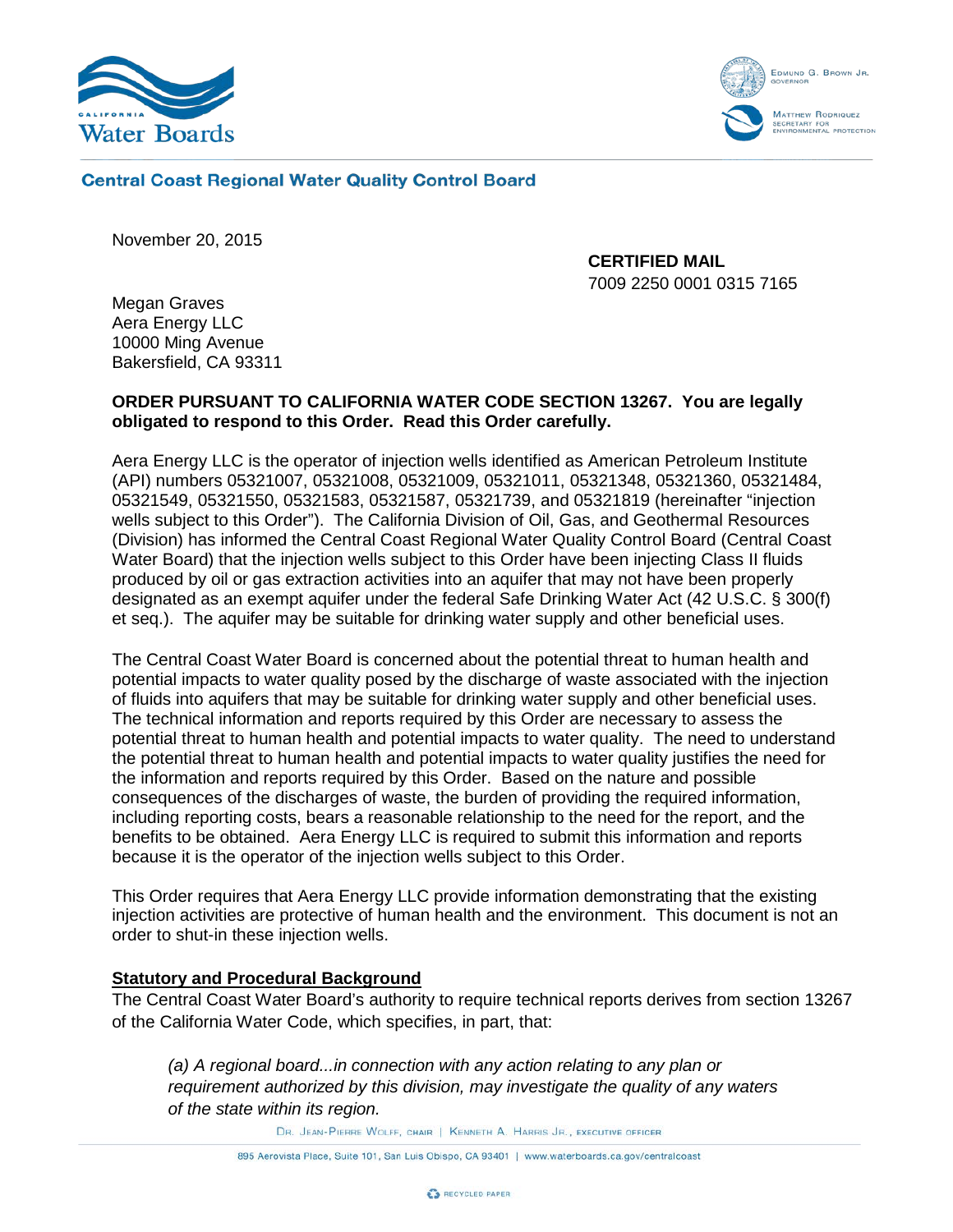California Water Boards

Edmund G. Brown Jr., Governor

Matthew Rodriquez, Secretary for Environmental Protection

**Central Coast Regional Water Quality Control Board**

November 20, 2015

**CERTIFIED MAIL**
7009 2250 0001 0315 7165

Megan Graves
Aera Energy LLC
10000 Ming Avenue
Bakersfield, CA 93311

**ORDER PURSUANT TO CALIFORNIA WATER CODE SECTION 13267. You are legally obligated to respond to this Order. Read this Order carefully.**

Aera Energy LLC is the operator of injection wells identified as American Petroleum Institute (API) numbers 05321007, 05321008, 05321009, 05321011, 05321348, 05321360, 05321484, 05321549, 05321550, 05321583, 05321587, 05321739, and 05321819 (hereinafter "injection wells subject to this Order"). The California Division of Oil, Gas, and Geothermal Resources (Division) has informed the Central Coast Regional Water Quality Control Board (Central Coast Water Board) that the injection wells subject to this Order have been injecting Class II fluids produced by oil or gas extraction activities into an aquifer that may not have been properly designated as an exempt aquifer under the federal Safe Drinking Water Act (42 U.S.C. § 300(f) et seq.). The aquifer may be suitable for drinking water supply and other beneficial uses.

The Central Coast Water Board is concerned about the potential threat to human health and potential impacts to water quality posed by the discharge of waste associated with the injection of fluids into aquifers that may be suitable for drinking water supply and other beneficial uses. The technical information and reports required by this Order are necessary to assess the potential threat to human health and potential impacts to water quality. The need to understand the potential threat to human health and potential impacts to water quality justifies the need for the information and reports required by this Order. Based on the nature and possible consequences of the discharges of waste, the burden of providing the required information, including reporting costs, bears a reasonable relationship to the need for the report, and the benefits to be obtained. Aera Energy LLC is required to submit this information and reports because it is the operator of the injection wells subject to this Order.

This Order requires that Aera Energy LLC provide information demonstrating that the existing injection activities are protective of human health and the environment. This document is not an order to shut-in these injection wells.

## Statutory and Procedural Background

The Central Coast Water Board's authority to require technical reports derives from section 13267 of the California Water Code, which specifies, in part, that:

> *(a) A regional board...in connection with any action relating to any plan or requirement authorized by this division, may investigate the quality of any waters of the state within its region.*

Dr. Jean-Pierre Wolff, chair | Kenneth A. Harris Jr., executive officer

895 Aerovista Place, Suite 101, San Luis Obispo, CA 93401 | www.waterboards.ca.gov/centralcoast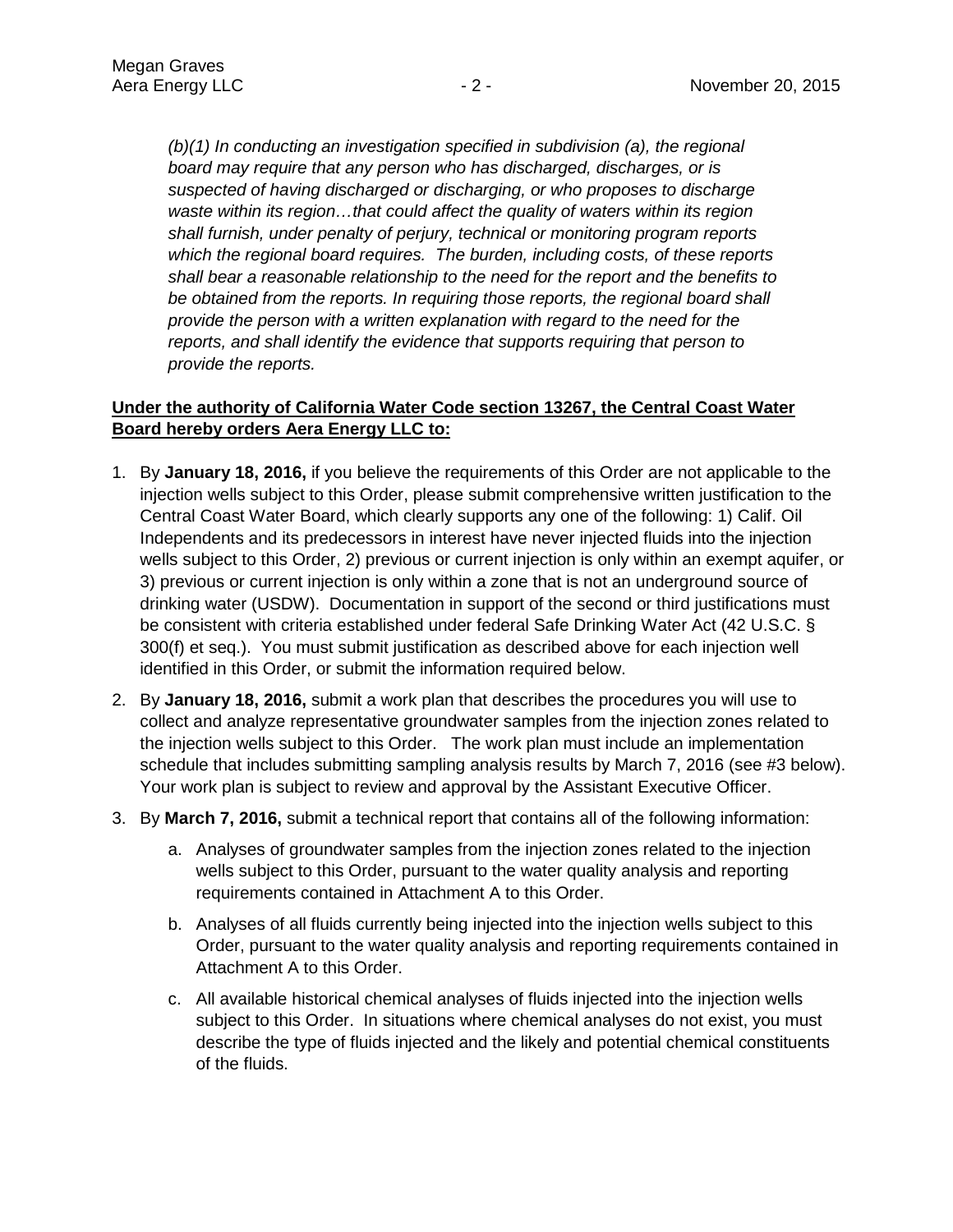*(b)(1) In conducting an investigation specified in subdivision (a), the regional board may require that any person who has discharged, discharges, or is suspected of having discharged or discharging, or who proposes to discharge waste within its region…that could affect the quality of waters within its region shall furnish, under penalty of perjury, technical or monitoring program reports which the regional board requires. The burden, including costs, of these reports shall bear a reasonable relationship to the need for the report and the benefits to be obtained from the reports. In requiring those reports, the regional board shall provide the person with a written explanation with regard to the need for the reports, and shall identify the evidence that supports requiring that person to provide the reports.*

**<u>Under the authority of California Water Code section 13267, the Central Coast Water Board hereby orders Aera Energy LLC to:</u>**

1. By **January 18, 2016,** if you believe the requirements of this Order are not applicable to the injection wells subject to this Order, please submit comprehensive written justification to the Central Coast Water Board, which clearly supports any one of the following: 1) Calif. Oil Independents and its predecessors in interest have never injected fluids into the injection wells subject to this Order, 2) previous or current injection is only within an exempt aquifer, or 3) previous or current injection is only within a zone that is not an underground source of drinking water (USDW). Documentation in support of the second or third justifications must be consistent with criteria established under federal Safe Drinking Water Act (42 U.S.C. § 300(f) et seq.). You must submit justification as described above for each injection well identified in this Order, or submit the information required below.
2. By **January 18, 2016,** submit a work plan that describes the procedures you will use to collect and analyze representative groundwater samples from the injection zones related to the injection wells subject to this Order. The work plan must include an implementation schedule that includes submitting sampling analysis results by March 7, 2016 (see #3 below). Your work plan is subject to review and approval by the Assistant Executive Officer.
3. By **March 7, 2016,** submit a technical report that contains all of the following information:
   a. Analyses of groundwater samples from the injection zones related to the injection wells subject to this Order, pursuant to the water quality analysis and reporting requirements contained in Attachment A to this Order.
   b. Analyses of all fluids currently being injected into the injection wells subject to this Order, pursuant to the water quality analysis and reporting requirements contained in Attachment A to this Order.
   c. All available historical chemical analyses of fluids injected into the injection wells subject to this Order. In situations where chemical analyses do not exist, you must describe the type of fluids injected and the likely and potential chemical constituents of the fluids.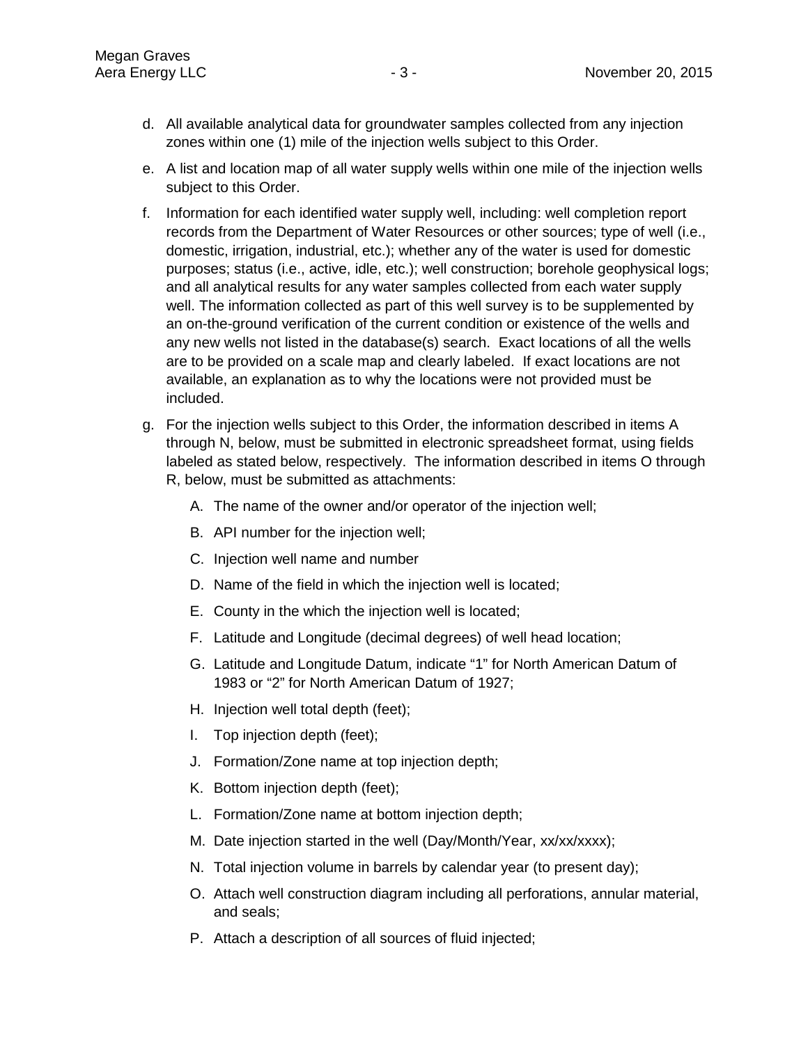d. All available analytical data for groundwater samples collected from any injection zones within one (1) mile of the injection wells subject to this Order.

e. A list and location map of all water supply wells within one mile of the injection wells subject to this Order.

f. Information for each identified water supply well, including: well completion report records from the Department of Water Resources or other sources; type of well (i.e., domestic, irrigation, industrial, etc.); whether any of the water is used for domestic purposes; status (i.e., active, idle, etc.); well construction; borehole geophysical logs; and all analytical results for any water samples collected from each water supply well. The information collected as part of this well survey is to be supplemented by an on-the-ground verification of the current condition or existence of the wells and any new wells not listed in the database(s) search. Exact locations of all the wells are to be provided on a scale map and clearly labeled. If exact locations are not available, an explanation as to why the locations were not provided must be included.

g. For the injection wells subject to this Order, the information described in items A through N, below, must be submitted in electronic spreadsheet format, using fields labeled as stated below, respectively. The information described in items O through R, below, must be submitted as attachments:

   A. The name of the owner and/or operator of the injection well;

   B. API number for the injection well;

   C. Injection well name and number

   D. Name of the field in which the injection well is located;

   E. County in the which the injection well is located;

   F. Latitude and Longitude (decimal degrees) of well head location;

   G. Latitude and Longitude Datum, indicate "1" for North American Datum of 1983 or "2" for North American Datum of 1927;

   H. Injection well total depth (feet);

   I. Top injection depth (feet);

   J. Formation/Zone name at top injection depth;

   K. Bottom injection depth (feet);

   L. Formation/Zone name at bottom injection depth;

   M. Date injection started in the well (Day/Month/Year, xx/xx/xxxx);

   N. Total injection volume in barrels by calendar year (to present day);

   O. Attach well construction diagram including all perforations, annular material, and seals;

   P. Attach a description of all sources of fluid injected;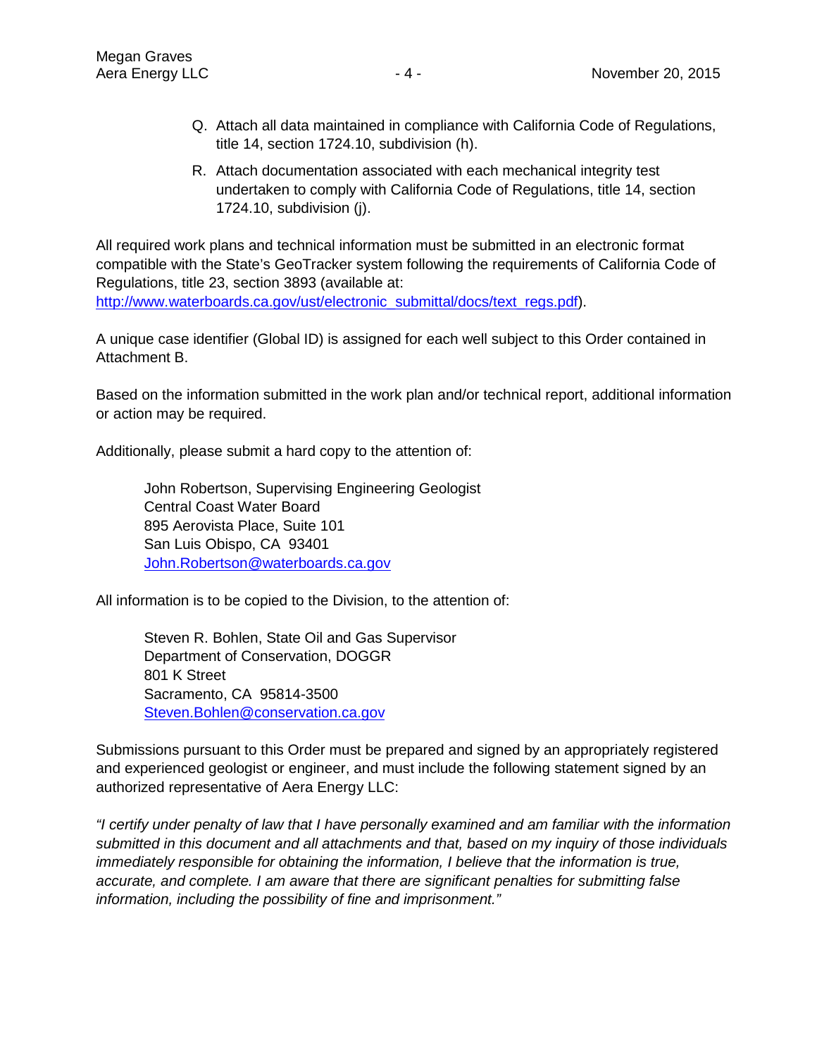Q. Attach all data maintained in compliance with California Code of Regulations, title 14, section 1724.10, subdivision (h).

R. Attach documentation associated with each mechanical integrity test undertaken to comply with California Code of Regulations, title 14, section 1724.10, subdivision (j).

All required work plans and technical information must be submitted in an electronic format compatible with the State's GeoTracker system following the requirements of California Code of Regulations, title 23, section 3893 (available at: http://www.waterboards.ca.gov/ust/electronic_submittal/docs/text_regs.pdf).

A unique case identifier (Global ID) is assigned for each well subject to this Order contained in Attachment B.

Based on the information submitted in the work plan and/or technical report, additional information or action may be required.

Additionally, please submit a hard copy to the attention of:

> John Robertson, Supervising Engineering Geologist
> Central Coast Water Board
> 895 Aerovista Place, Suite 101
> San Luis Obispo, CA 93401
> John.Robertson@waterboards.ca.gov

All information is to be copied to the Division, to the attention of:

> Steven R. Bohlen, State Oil and Gas Supervisor
> Department of Conservation, DOGGR
> 801 K Street
> Sacramento, CA 95814-3500
> Steven.Bohlen@conservation.ca.gov

Submissions pursuant to this Order must be prepared and signed by an appropriately registered and experienced geologist or engineer, and must include the following statement signed by an authorized representative of Aera Energy LLC:

*"I certify under penalty of law that I have personally examined and am familiar with the information submitted in this document and all attachments and that, based on my inquiry of those individuals immediately responsible for obtaining the information, I believe that the information is true, accurate, and complete. I am aware that there are significant penalties for submitting false information, including the possibility of fine and imprisonment."*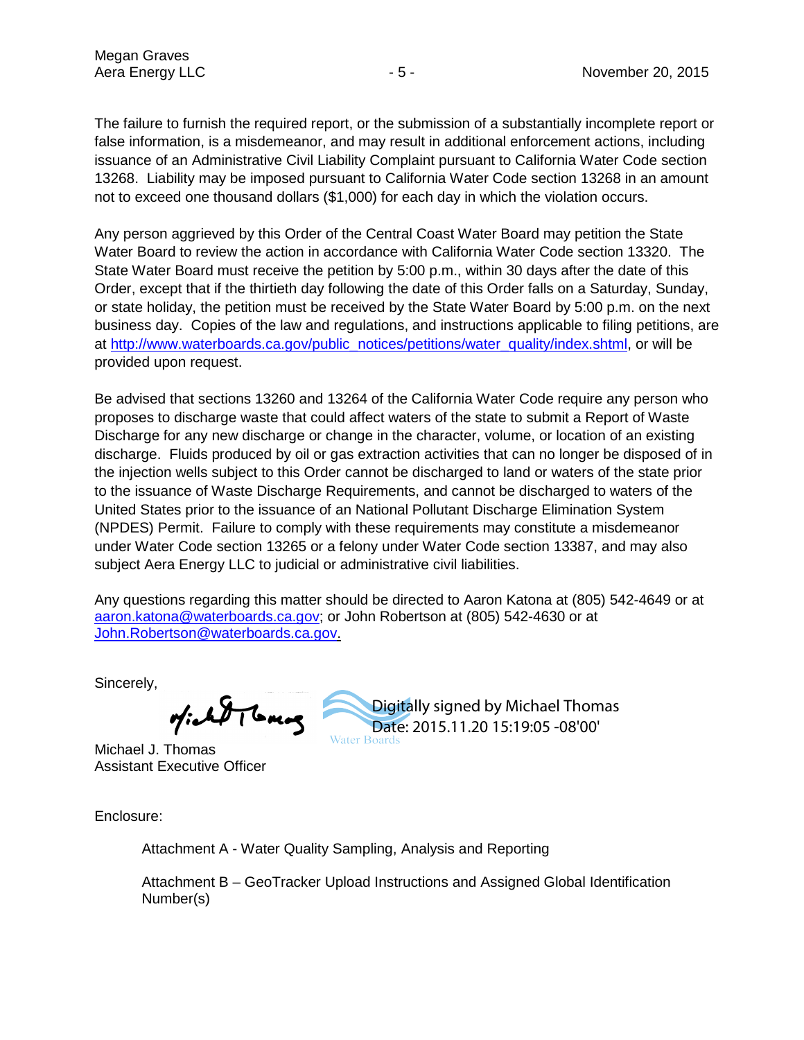The failure to furnish the required report, or the submission of a substantially incomplete report or false information, is a misdemeanor, and may result in additional enforcement actions, including issuance of an Administrative Civil Liability Complaint pursuant to California Water Code section 13268. Liability may be imposed pursuant to California Water Code section 13268 in an amount not to exceed one thousand dollars ($1,000) for each day in which the violation occurs.

Any person aggrieved by this Order of the Central Coast Water Board may petition the State Water Board to review the action in accordance with California Water Code section 13320. The State Water Board must receive the petition by 5:00 p.m., within 30 days after the date of this Order, except that if the thirtieth day following the date of this Order falls on a Saturday, Sunday, or state holiday, the petition must be received by the State Water Board by 5:00 p.m. on the next business day. Copies of the law and regulations, and instructions applicable to filing petitions, are at http://www.waterboards.ca.gov/public_notices/petitions/water_quality/index.shtml, or will be provided upon request.

Be advised that sections 13260 and 13264 of the California Water Code require any person who proposes to discharge waste that could affect waters of the state to submit a Report of Waste Discharge for any new discharge or change in the character, volume, or location of an existing discharge. Fluids produced by oil or gas extraction activities that can no longer be disposed of in the injection wells subject to this Order cannot be discharged to land or waters of the state prior to the issuance of Waste Discharge Requirements, and cannot be discharged to waters of the United States prior to the issuance of a National Pollutant Discharge Elimination System (NPDES) Permit. Failure to comply with these requirements may constitute a misdemeanor under Water Code section 13265 or a felony under Water Code section 13387, and may also subject Aera Energy LLC to judicial or administrative civil liabilities.

Any questions regarding this matter should be directed to Aaron Katona at (805) 542-4649 or at aaron.katona@waterboards.ca.gov; or John Robertson at (805) 542-4630 or at John.Robertson@waterboards.ca.gov.

Sincerely,

Digitally signed by Michael Thomas
Date: 2015.11.20 15:19:05 -08'00'

Michael J. Thomas
Assistant Executive Officer

Enclosure:

Attachment A - Water Quality Sampling, Analysis and Reporting

Attachment B – GeoTracker Upload Instructions and Assigned Global Identification Number(s)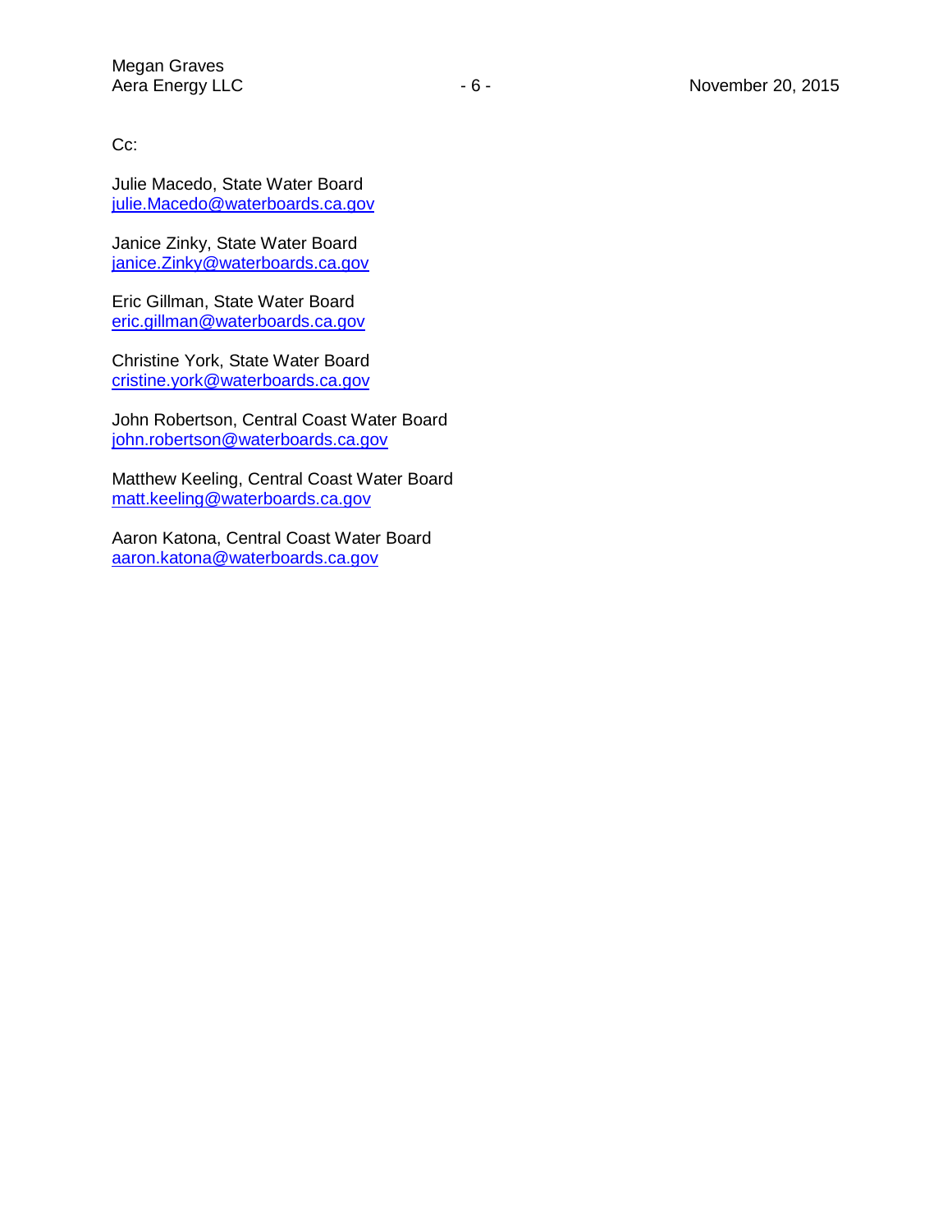Cc:

Julie Macedo, State Water Board
julie.Macedo@waterboards.ca.gov

Janice Zinky, State Water Board
janice.Zinky@waterboards.ca.gov

Eric Gillman, State Water Board
eric.gillman@waterboards.ca.gov

Christine York, State Water Board
cristine.york@waterboards.ca.gov

John Robertson, Central Coast Water Board
john.robertson@waterboards.ca.gov

Matthew Keeling, Central Coast Water Board
matt.keeling@waterboards.ca.gov

Aaron Katona, Central Coast Water Board
aaron.katona@waterboards.ca.gov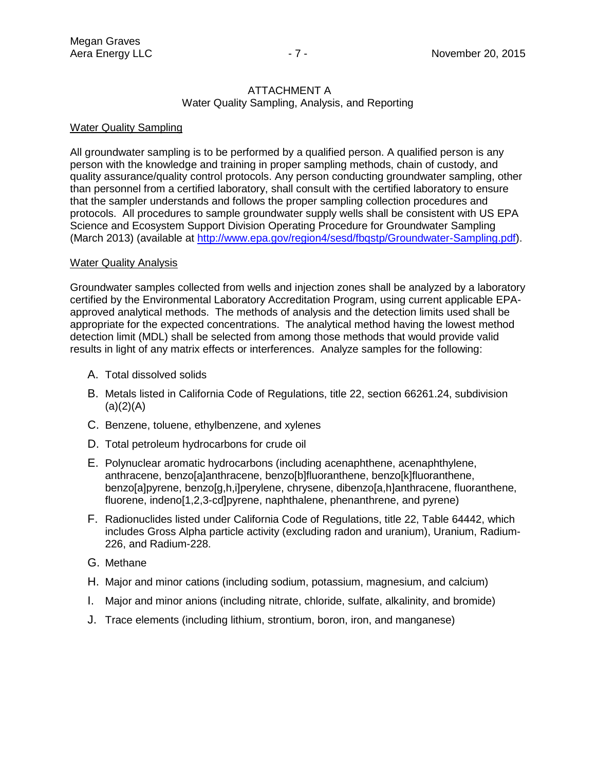ATTACHMENT A
Water Quality Sampling, Analysis, and Reporting

## Water Quality Sampling

All groundwater sampling is to be performed by a qualified person. A qualified person is any person with the knowledge and training in proper sampling methods, chain of custody, and quality assurance/quality control protocols. Any person conducting groundwater sampling, other than personnel from a certified laboratory, shall consult with the certified laboratory to ensure that the sampler understands and follows the proper sampling collection procedures and protocols. All procedures to sample groundwater supply wells shall be consistent with US EPA Science and Ecosystem Support Division Operating Procedure for Groundwater Sampling (March 2013) (available at [http://www.epa.gov/region4/sesd/fbqstp/Groundwater-Sampling.pdf](http://www.epa.gov/region4/sesd/fbqstp/Groundwater-Sampling.pdf)).

## Water Quality Analysis

Groundwater samples collected from wells and injection zones shall be analyzed by a laboratory certified by the Environmental Laboratory Accreditation Program, using current applicable EPA-approved analytical methods. The methods of analysis and the detection limits used shall be appropriate for the expected concentrations. The analytical method having the lowest method detection limit (MDL) shall be selected from among those methods that would provide valid results in light of any matrix effects or interferences. Analyze samples for the following:

A. Total dissolved solids

B. Metals listed in California Code of Regulations, title 22, section 66261.24, subdivision (a)(2)(A)

C. Benzene, toluene, ethylbenzene, and xylenes

D. Total petroleum hydrocarbons for crude oil

E. Polynuclear aromatic hydrocarbons (including acenaphthene, acenaphthylene, anthracene, benzo[a]anthracene, benzo[b]fluoranthene, benzo[k]fluoranthene, benzo[a]pyrene, benzo[g,h,i]perylene, chrysene, dibenzo[a,h]anthracene, fluoranthene, fluorene, indeno[1,2,3-cd]pyrene, naphthalene, phenanthrene, and pyrene)

F. Radionuclides listed under California Code of Regulations, title 22, Table 64442, which includes Gross Alpha particle activity (excluding radon and uranium), Uranium, Radium-226, and Radium-228.

G. Methane

H. Major and minor cations (including sodium, potassium, magnesium, and calcium)

I. Major and minor anions (including nitrate, chloride, sulfate, alkalinity, and bromide)

J. Trace elements (including lithium, strontium, boron, iron, and manganese)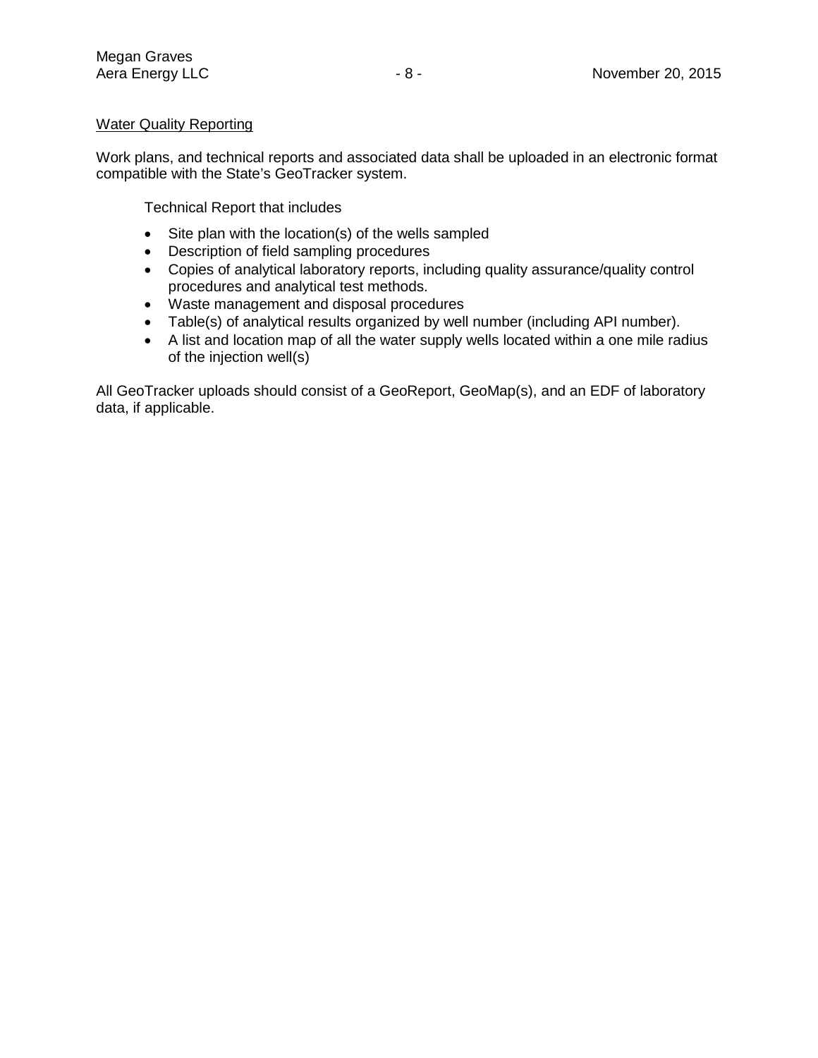<u>Water Quality Reporting</u>

Work plans, and technical reports and associated data shall be uploaded in an electronic format compatible with the State's GeoTracker system.

Technical Report that includes

- Site plan with the location(s) of the wells sampled
- Description of field sampling procedures
- Copies of analytical laboratory reports, including quality assurance/quality control procedures and analytical test methods.
- Waste management and disposal procedures
- Table(s) of analytical results organized by well number (including API number).
- A list and location map of all the water supply wells located within a one mile radius of the injection well(s)

All GeoTracker uploads should consist of a GeoReport, GeoMap(s), and an EDF of laboratory data, if applicable.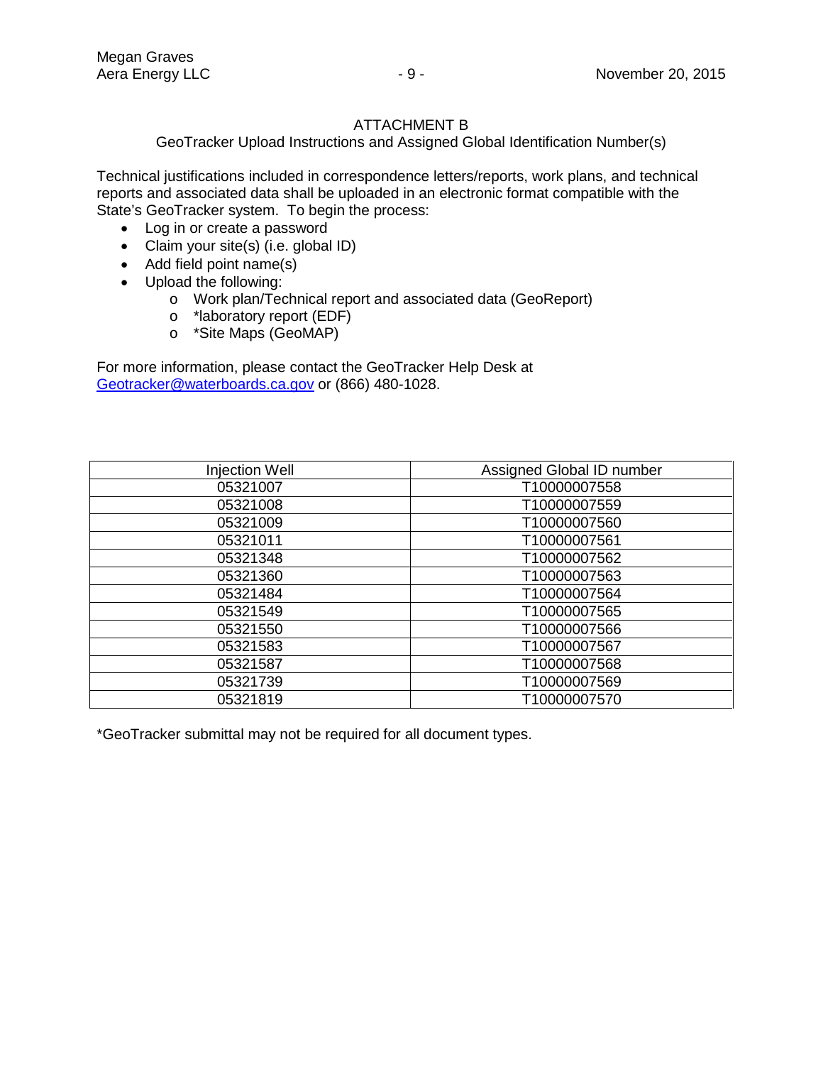## ATTACHMENT B

GeoTracker Upload Instructions and Assigned Global Identification Number(s)

Technical justifications included in correspondence letters/reports, work plans, and technical reports and associated data shall be uploaded in an electronic format compatible with the State's GeoTracker system. To begin the process:

- Log in or create a password
- Claim your site(s) (i.e. global ID)
- Add field point name(s)
- Upload the following:
  - Work plan/Technical report and associated data (GeoReport)
  - *laboratory report (EDF)
  - *Site Maps (GeoMAP)

For more information, please contact the GeoTracker Help Desk at Geotracker@waterboards.ca.gov or (866) 480-1028.

| Injection Well | Assigned Global ID number |
|---|---|
| 05321007 | T10000007558 |
| 05321008 | T10000007559 |
| 05321009 | T10000007560 |
| 05321011 | T10000007561 |
| 05321348 | T10000007562 |
| 05321360 | T10000007563 |
| 05321484 | T10000007564 |
| 05321549 | T10000007565 |
| 05321550 | T10000007566 |
| 05321583 | T10000007567 |
| 05321587 | T10000007568 |
| 05321739 | T10000007569 |
| 05321819 | T10000007570 |

*GeoTracker submittal may not be required for all document types.